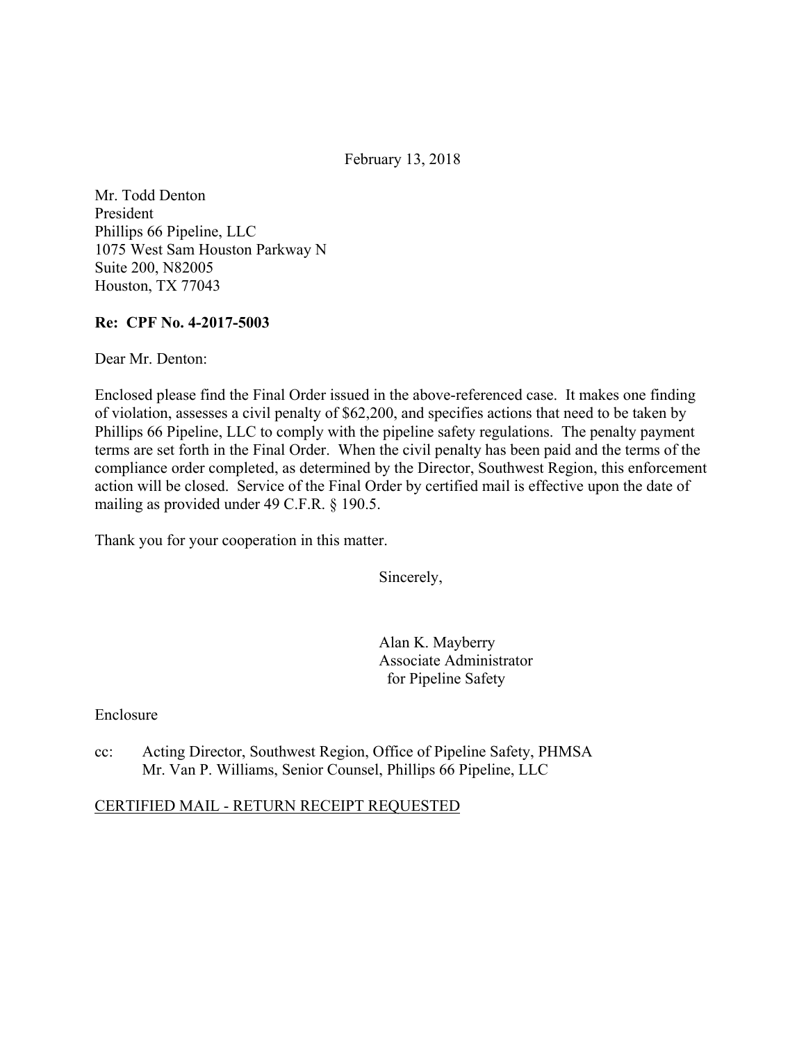February 13, 2018

Mr. Todd Denton
President
Phillips 66 Pipeline, LLC
1075 West Sam Houston Parkway N
Suite 200, N82005
Houston, TX 77043

**Re: CPF No. 4-2017-5003**

Dear Mr. Denton:

Enclosed please find the Final Order issued in the above-referenced case. It makes one finding of violation, assesses a civil penalty of $62,200, and specifies actions that need to be taken by Phillips 66 Pipeline, LLC to comply with the pipeline safety regulations. The penalty payment terms are set forth in the Final Order. When the civil penalty has been paid and the terms of the compliance order completed, as determined by the Director, Southwest Region, this enforcement action will be closed. Service of the Final Order by certified mail is effective upon the date of mailing as provided under 49 C.F.R. § 190.5.

Thank you for your cooperation in this matter.

Sincerely,

Alan K. Mayberry
Associate Administrator
for Pipeline Safety

Enclosure

cc: Acting Director, Southwest Region, Office of Pipeline Safety, PHMSA
Mr. Van P. Williams, Senior Counsel, Phillips 66 Pipeline, LLC

CERTIFIED MAIL - RETURN RECEIPT REQUESTED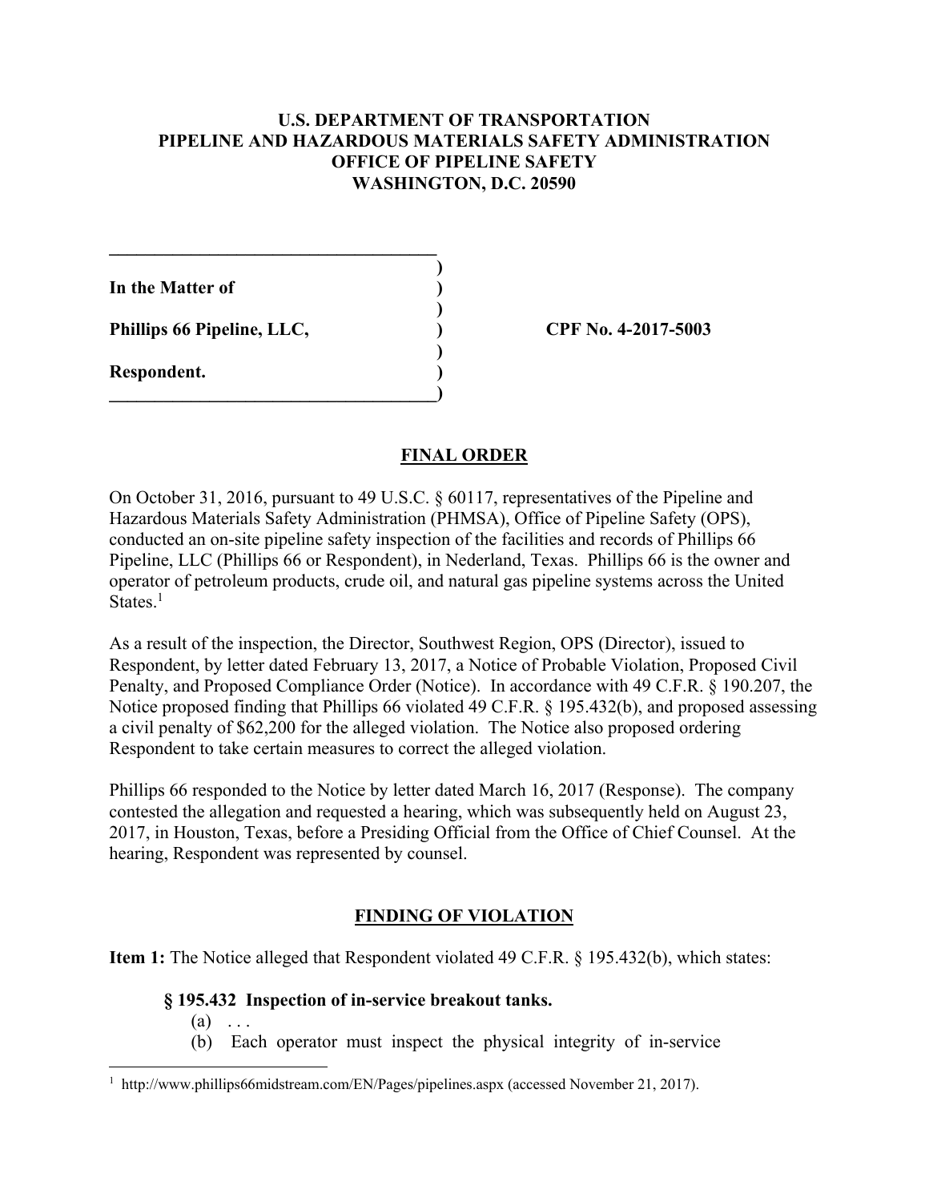**U.S. DEPARTMENT OF TRANSPORTATION**
**PIPELINE AND HAZARDOUS MATERIALS SAFETY ADMINISTRATION**
**OFFICE OF PIPELINE SAFETY**
**WASHINGTON, D.C. 20590**

**In the Matter of**

**Phillips 66 Pipeline, LLC,** **CPF No. 4-2017-5003**

**Respondent.**

## FINAL ORDER

On October 31, 2016, pursuant to 49 U.S.C. § 60117, representatives of the Pipeline and Hazardous Materials Safety Administration (PHMSA), Office of Pipeline Safety (OPS), conducted an on-site pipeline safety inspection of the facilities and records of Phillips 66 Pipeline, LLC (Phillips 66 or Respondent), in Nederland, Texas. Phillips 66 is the owner and operator of petroleum products, crude oil, and natural gas pipeline systems across the United States.[1]

As a result of the inspection, the Director, Southwest Region, OPS (Director), issued to Respondent, by letter dated February 13, 2017, a Notice of Probable Violation, Proposed Civil Penalty, and Proposed Compliance Order (Notice). In accordance with 49 C.F.R. § 190.207, the Notice proposed finding that Phillips 66 violated 49 C.F.R. § 195.432(b), and proposed assessing a civil penalty of $62,200 for the alleged violation. The Notice also proposed ordering Respondent to take certain measures to correct the alleged violation.

Phillips 66 responded to the Notice by letter dated March 16, 2017 (Response). The company contested the allegation and requested a hearing, which was subsequently held on August 23, 2017, in Houston, Texas, before a Presiding Official from the Office of Chief Counsel. At the hearing, Respondent was represented by counsel.

## FINDING OF VIOLATION

**Item 1:** The Notice alleged that Respondent violated 49 C.F.R. § 195.432(b), which states:

**§ 195.432 Inspection of in-service breakout tanks.**

(a) . . .

(b) Each operator must inspect the physical integrity of in-service

[1] http://www.phillips66midstream.com/EN/Pages/pipelines.aspx (accessed November 21, 2017).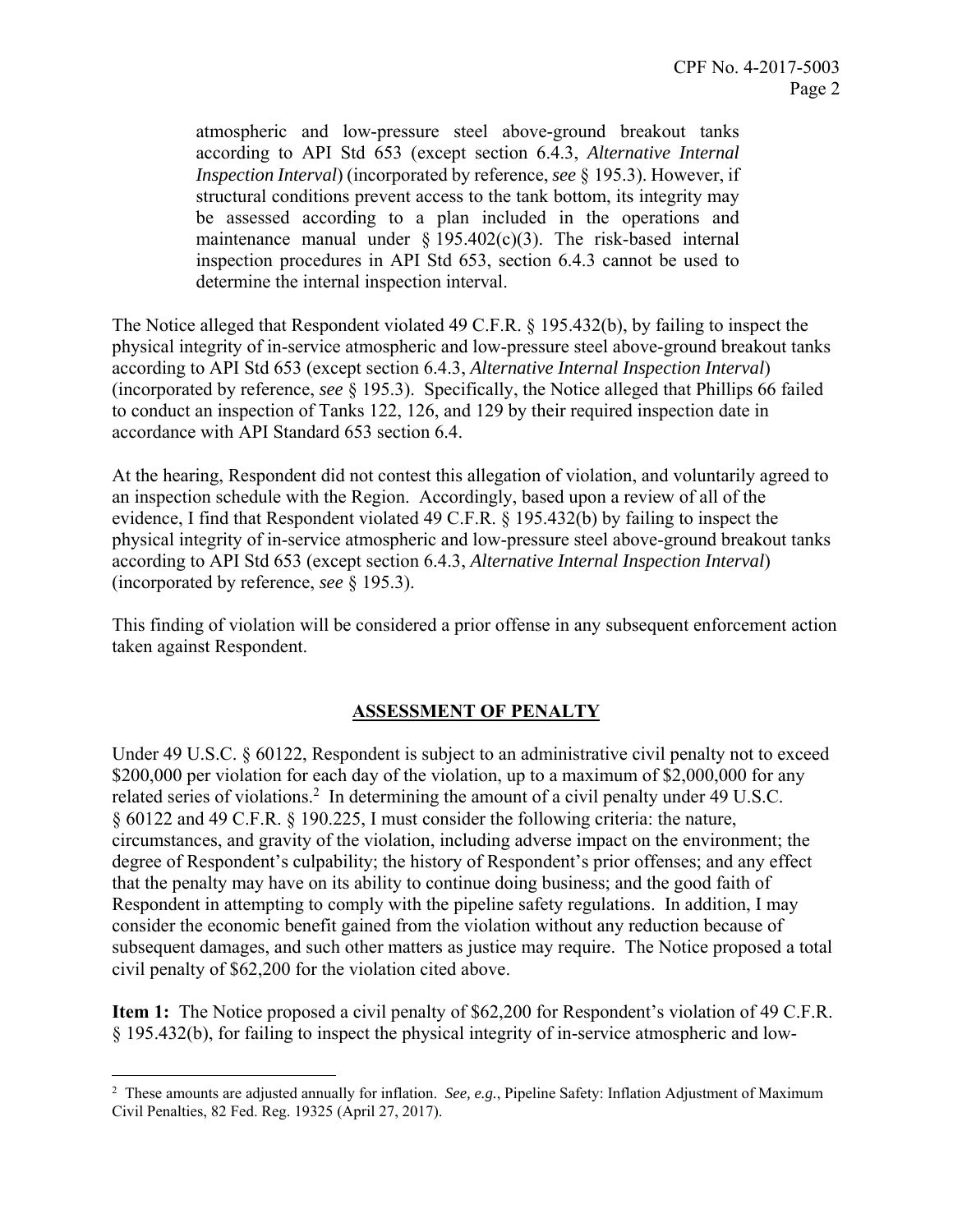atmospheric and low-pressure steel above-ground breakout tanks according to API Std 653 (except section 6.4.3, *Alternative Internal Inspection Interval*) (incorporated by reference, *see* § 195.3). However, if structural conditions prevent access to the tank bottom, its integrity may be assessed according to a plan included in the operations and maintenance manual under § 195.402(c)(3). The risk-based internal inspection procedures in API Std 653, section 6.4.3 cannot be used to determine the internal inspection interval.

The Notice alleged that Respondent violated 49 C.F.R. § 195.432(b), by failing to inspect the physical integrity of in-service atmospheric and low-pressure steel above-ground breakout tanks according to API Std 653 (except section 6.4.3, *Alternative Internal Inspection Interval*) (incorporated by reference, *see* § 195.3). Specifically, the Notice alleged that Phillips 66 failed to conduct an inspection of Tanks 122, 126, and 129 by their required inspection date in accordance with API Standard 653 section 6.4.

At the hearing, Respondent did not contest this allegation of violation, and voluntarily agreed to an inspection schedule with the Region. Accordingly, based upon a review of all of the evidence, I find that Respondent violated 49 C.F.R. § 195.432(b) by failing to inspect the physical integrity of in-service atmospheric and low-pressure steel above-ground breakout tanks according to API Std 653 (except section 6.4.3, *Alternative Internal Inspection Interval*) (incorporated by reference, *see* § 195.3).

This finding of violation will be considered a prior offense in any subsequent enforcement action taken against Respondent.

## ASSESSMENT OF PENALTY

Under 49 U.S.C. § 60122, Respondent is subject to an administrative civil penalty not to exceed $200,000 per violation for each day of the violation, up to a maximum of $2,000,000 for any related series of violations.[2] In determining the amount of a civil penalty under 49 U.S.C. § 60122 and 49 C.F.R. § 190.225, I must consider the following criteria: the nature, circumstances, and gravity of the violation, including adverse impact on the environment; the degree of Respondent's culpability; the history of Respondent's prior offenses; and any effect that the penalty may have on its ability to continue doing business; and the good faith of Respondent in attempting to comply with the pipeline safety regulations. In addition, I may consider the economic benefit gained from the violation without any reduction because of subsequent damages, and such other matters as justice may require. The Notice proposed a total civil penalty of $62,200 for the violation cited above.

**Item 1:** The Notice proposed a civil penalty of $62,200 for Respondent's violation of 49 C.F.R. § 195.432(b), for failing to inspect the physical integrity of in-service atmospheric and low-

[2] These amounts are adjusted annually for inflation. *See, e.g.*, Pipeline Safety: Inflation Adjustment of Maximum Civil Penalties, 82 Fed. Reg. 19325 (April 27, 2017).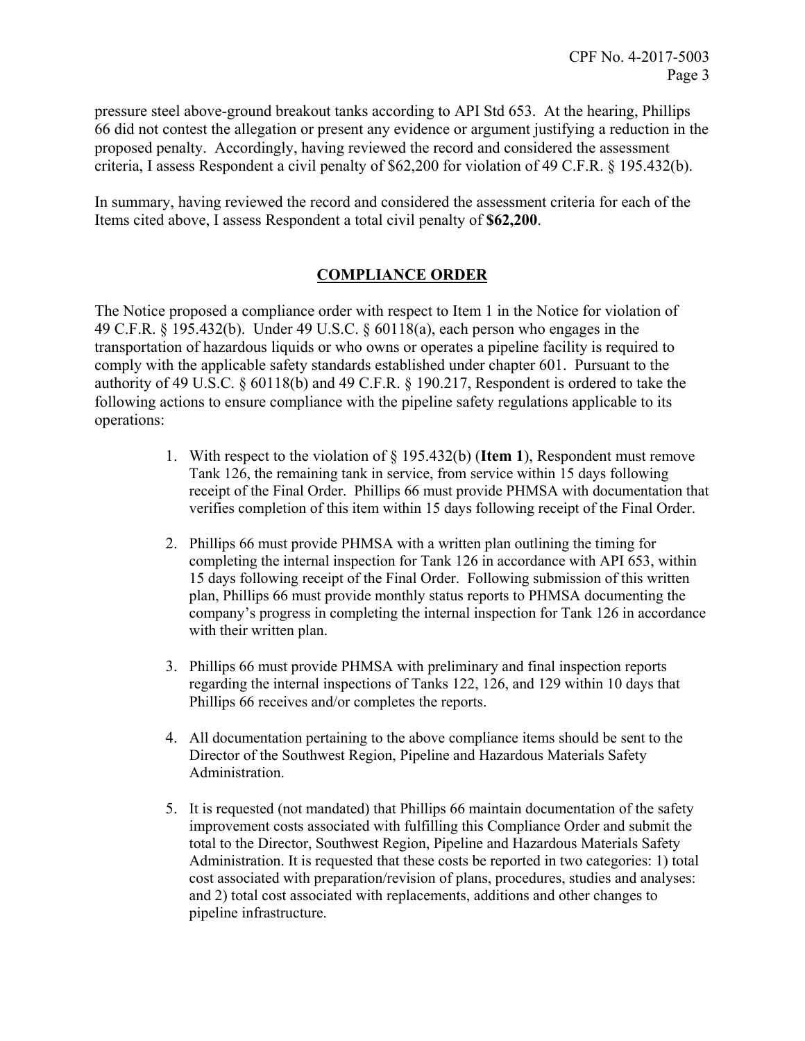pressure steel above-ground breakout tanks according to API Std 653. At the hearing, Phillips 66 did not contest the allegation or present any evidence or argument justifying a reduction in the proposed penalty. Accordingly, having reviewed the record and considered the assessment criteria, I assess Respondent a civil penalty of $62,200 for violation of 49 C.F.R. § 195.432(b).

In summary, having reviewed the record and considered the assessment criteria for each of the Items cited above, I assess Respondent a total civil penalty of **$62,200**.

## COMPLIANCE ORDER

The Notice proposed a compliance order with respect to Item 1 in the Notice for violation of 49 C.F.R. § 195.432(b). Under 49 U.S.C. § 60118(a), each person who engages in the transportation of hazardous liquids or who owns or operates a pipeline facility is required to comply with the applicable safety standards established under chapter 601. Pursuant to the authority of 49 U.S.C. § 60118(b) and 49 C.F.R. § 190.217, Respondent is ordered to take the following actions to ensure compliance with the pipeline safety regulations applicable to its operations:

1. With respect to the violation of § 195.432(b) (**Item 1**), Respondent must remove Tank 126, the remaining tank in service, from service within 15 days following receipt of the Final Order. Phillips 66 must provide PHMSA with documentation that verifies completion of this item within 15 days following receipt of the Final Order.

2. Phillips 66 must provide PHMSA with a written plan outlining the timing for completing the internal inspection for Tank 126 in accordance with API 653, within 15 days following receipt of the Final Order. Following submission of this written plan, Phillips 66 must provide monthly status reports to PHMSA documenting the company's progress in completing the internal inspection for Tank 126 in accordance with their written plan.

3. Phillips 66 must provide PHMSA with preliminary and final inspection reports regarding the internal inspections of Tanks 122, 126, and 129 within 10 days that Phillips 66 receives and/or completes the reports.

4. All documentation pertaining to the above compliance items should be sent to the Director of the Southwest Region, Pipeline and Hazardous Materials Safety Administration.

5. It is requested (not mandated) that Phillips 66 maintain documentation of the safety improvement costs associated with fulfilling this Compliance Order and submit the total to the Director, Southwest Region, Pipeline and Hazardous Materials Safety Administration. It is requested that these costs be reported in two categories: 1) total cost associated with preparation/revision of plans, procedures, studies and analyses: and 2) total cost associated with replacements, additions and other changes to pipeline infrastructure.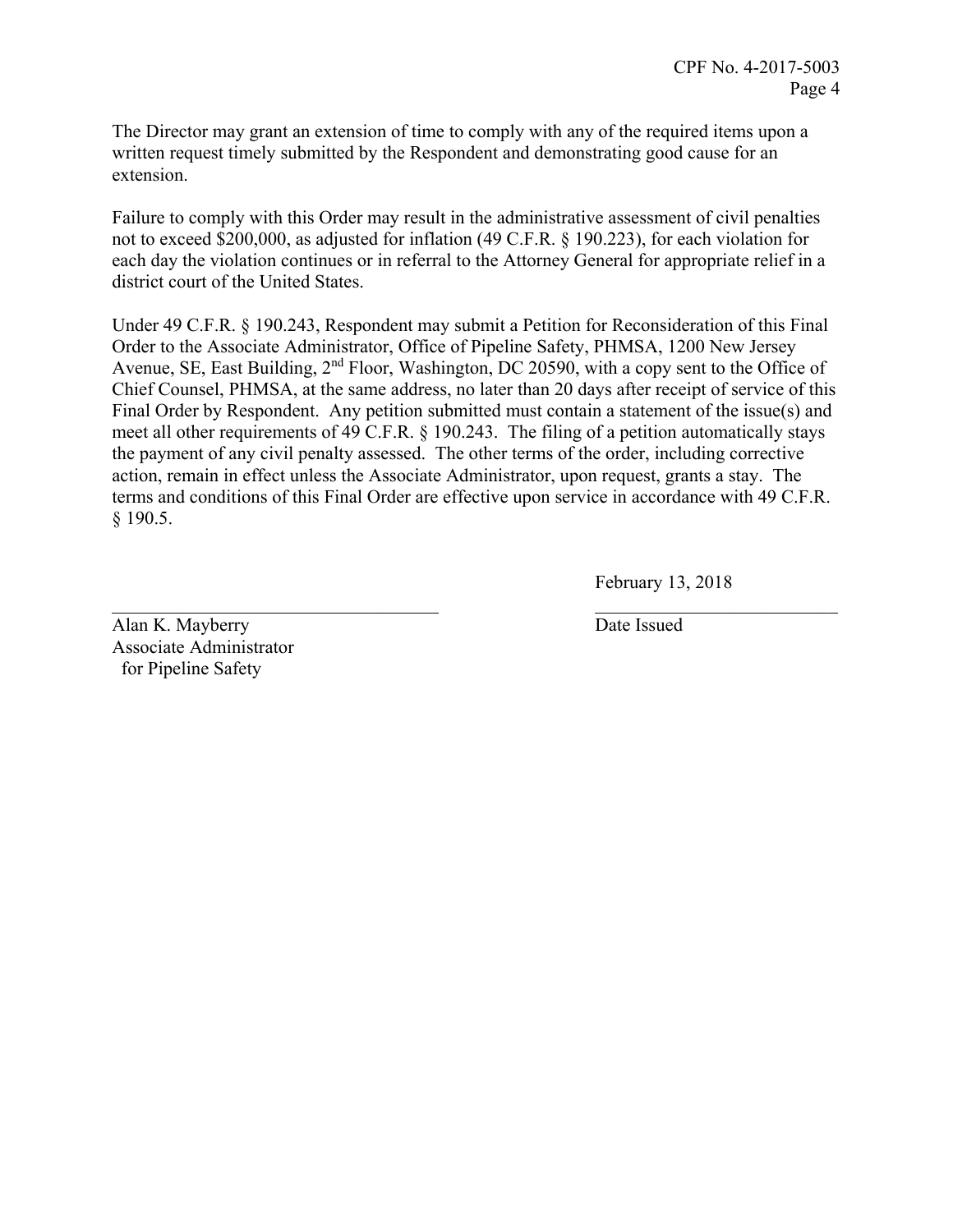The Director may grant an extension of time to comply with any of the required items upon a written request timely submitted by the Respondent and demonstrating good cause for an extension.

Failure to comply with this Order may result in the administrative assessment of civil penalties not to exceed $200,000, as adjusted for inflation (49 C.F.R. § 190.223), for each violation for each day the violation continues or in referral to the Attorney General for appropriate relief in a district court of the United States.

Under 49 C.F.R. § 190.243, Respondent may submit a Petition for Reconsideration of this Final Order to the Associate Administrator, Office of Pipeline Safety, PHMSA, 1200 New Jersey Avenue, SE, East Building, 2nd Floor, Washington, DC 20590, with a copy sent to the Office of Chief Counsel, PHMSA, at the same address, no later than 20 days after receipt of service of this Final Order by Respondent. Any petition submitted must contain a statement of the issue(s) and meet all other requirements of 49 C.F.R. § 190.243. The filing of a petition automatically stays the payment of any civil penalty assessed. The other terms of the order, including corrective action, remain in effect unless the Associate Administrator, upon request, grants a stay. The terms and conditions of this Final Order are effective upon service in accordance with 49 C.F.R. § 190.5.

\_\_\_\_\_\_\_\_\_\_\_\_\_\_\_\_\_\_\_\_\_\_\_\_\_\_\_\_\_\_\_\_\_\_\_
Alan K. Mayberry
Associate Administrator
for Pipeline Safety

February 13, 2018
\_\_\_\_\_\_\_\_\_\_\_\_\_\_\_\_\_\_\_\_\_\_\_\_\_\_\_\_\_
Date Issued